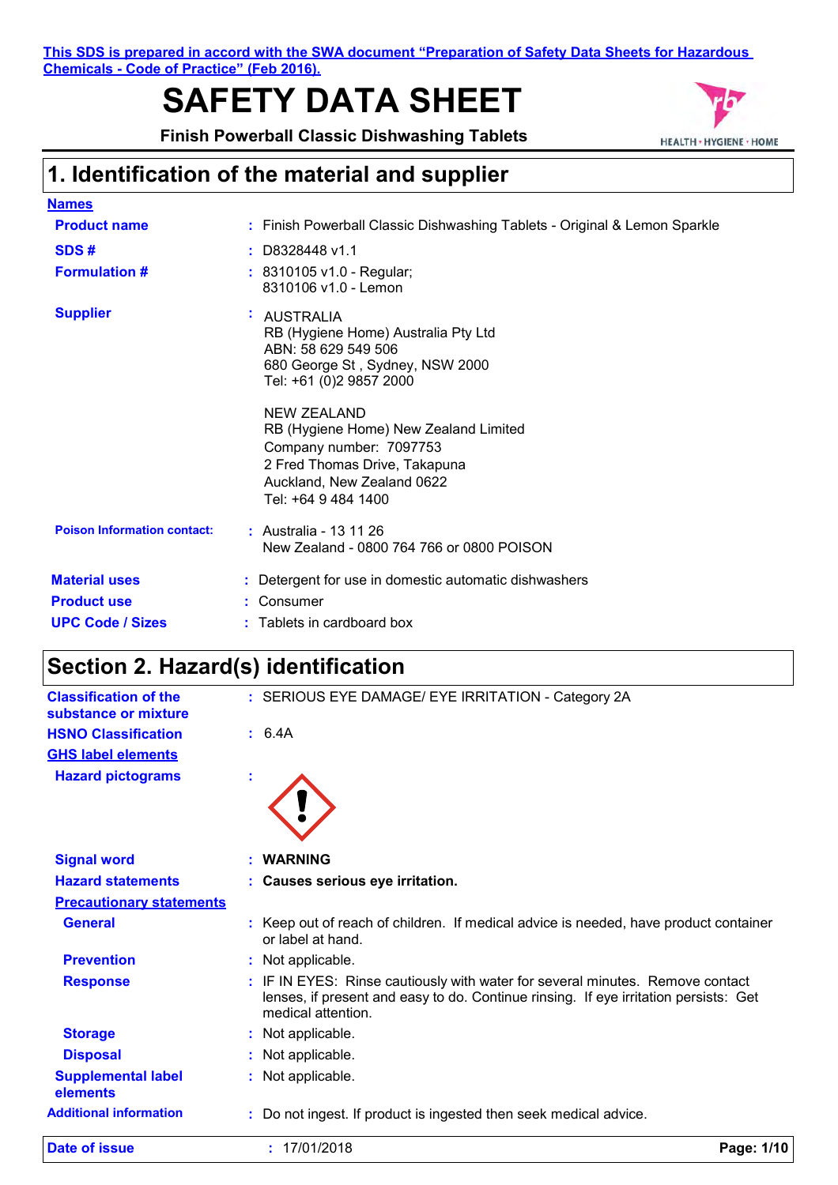This SDS is prepared in accord with the SWA document "Preparation of Safety Data Sheets for Hazardous Chemicals - Code of Practice" (Feb 2016).

# SAFETY DATA SHEET

**Finish Powerball Classic Dishwashing Tablets**

HEALTH · HYGIENE · HOME

## 1. Identification of the material and supplier

**Names**

| | |
|---|---|
| **Product name** | : Finish Powerball Classic Dishwashing Tablets - Original & Lemon Sparkle |
| **SDS #** | : D8328448 v1.1 |
| **Formulation #** | : 8310105 v1.0 - Regular; 8310106 v1.0 - Lemon |
| **Supplier** | : AUSTRALIA<br>RB (Hygiene Home) Australia Pty Ltd<br>ABN: 58 629 549 506<br>680 George St , Sydney, NSW 2000<br>Tel: +61 (0)2 9857 2000<br><br>NEW ZEALAND<br>RB (Hygiene Home) New Zealand Limited<br>Company number: 7097753<br>2 Fred Thomas Drive, Takapuna<br>Auckland, New Zealand 0622<br>Tel: +64 9 484 1400 |
| **Poison Information contact:** | : Australia - 13 11 26<br>New Zealand - 0800 764 766 or 0800 POISON |
| **Material uses** | : Detergent for use in domestic automatic dishwashers |
| **Product use** | : Consumer |
| **UPC Code / Sizes** | : Tablets in cardboard box |

## Section 2. Hazard(s) identification

| | |
|---|---|
| **Classification of the substance or mixture** | : SERIOUS EYE DAMAGE/ EYE IRRITATION - Category 2A |
| **HSNO Classification** | : 6.4A |

**GHS label elements**

| | |
|---|---|
| **Hazard pictograms** | : |
| **Signal word** | : **WARNING** |
| **Hazard statements** | : **Causes serious eye irritation.** |

**Precautionary statements**

| | |
|---|---|
| **General** | : Keep out of reach of children. If medical advice is needed, have product container or label at hand. |
| **Prevention** | : Not applicable. |
| **Response** | : IF IN EYES: Rinse cautiously with water for several minutes. Remove contact lenses, if present and easy to do. Continue rinsing. If eye irritation persists: Get medical attention. |
| **Storage** | : Not applicable. |
| **Disposal** | : Not applicable. |
| **Supplemental label elements** | : Not applicable. |
| **Additional information** | : Do not ingest. If product is ingested then seek medical advice. |

**Date of issue** : 17/01/2018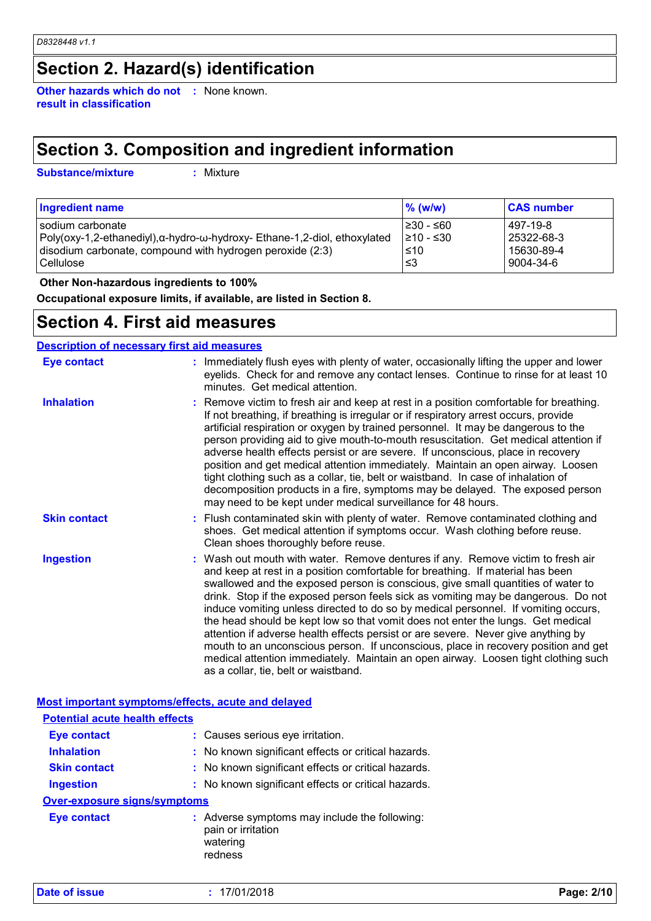## Section 2. Hazard(s) identification

**Other hazards which do not result in classification** : None known.

## Section 3. Composition and ingredient information

**Substance/mixture** : Mixture

| Ingredient name | % (w/w) | CAS number |
|---|---|---|
| sodium carbonate | ≥30 - ≤60 | 497-19-8 |
| Poly(oxy-1,2-ethanediyl),α-hydro-ω-hydroxy- Ethane-1,2-diol, ethoxylated | ≥10 - ≤30 | 25322-68-3 |
| disodium carbonate, compound with hydrogen peroxide (2:3) | ≤10 | 15630-89-4 |
| Cellulose | ≤3 | 9004-34-6 |

**Other Non-hazardous ingredients to 100%**

**Occupational exposure limits, if available, are listed in Section 8.**

## Section 4. First aid measures

### Description of necessary first aid measures

**Eye contact** : Immediately flush eyes with plenty of water, occasionally lifting the upper and lower eyelids. Check for and remove any contact lenses. Continue to rinse for at least 10 minutes. Get medical attention.

**Inhalation** : Remove victim to fresh air and keep at rest in a position comfortable for breathing. If not breathing, if breathing is irregular or if respiratory arrest occurs, provide artificial respiration or oxygen by trained personnel. It may be dangerous to the person providing aid to give mouth-to-mouth resuscitation. Get medical attention if adverse health effects persist or are severe. If unconscious, place in recovery position and get medical attention immediately. Maintain an open airway. Loosen tight clothing such as a collar, tie, belt or waistband. In case of inhalation of decomposition products in a fire, symptoms may be delayed. The exposed person may need to be kept under medical surveillance for 48 hours.

**Skin contact** : Flush contaminated skin with plenty of water. Remove contaminated clothing and shoes. Get medical attention if symptoms occur. Wash clothing before reuse. Clean shoes thoroughly before reuse.

**Ingestion** : Wash out mouth with water. Remove dentures if any. Remove victim to fresh air and keep at rest in a position comfortable for breathing. If material has been swallowed and the exposed person is conscious, give small quantities of water to drink. Stop if the exposed person feels sick as vomiting may be dangerous. Do not induce vomiting unless directed to do so by medical personnel. If vomiting occurs, the head should be kept low so that vomit does not enter the lungs. Get medical attention if adverse health effects persist or are severe. Never give anything by mouth to an unconscious person. If unconscious, place in recovery position and get medical attention immediately. Maintain an open airway. Loosen tight clothing such as a collar, tie, belt or waistband.

### Most important symptoms/effects, acute and delayed

#### Potential acute health effects

**Eye contact** : Causes serious eye irritation.

**Inhalation** : No known significant effects or critical hazards.

**Skin contact** : No known significant effects or critical hazards.

**Ingestion** : No known significant effects or critical hazards.

#### Over-exposure signs/symptoms

**Eye contact** : Adverse symptoms may include the following:
pain or irritation
watering
redness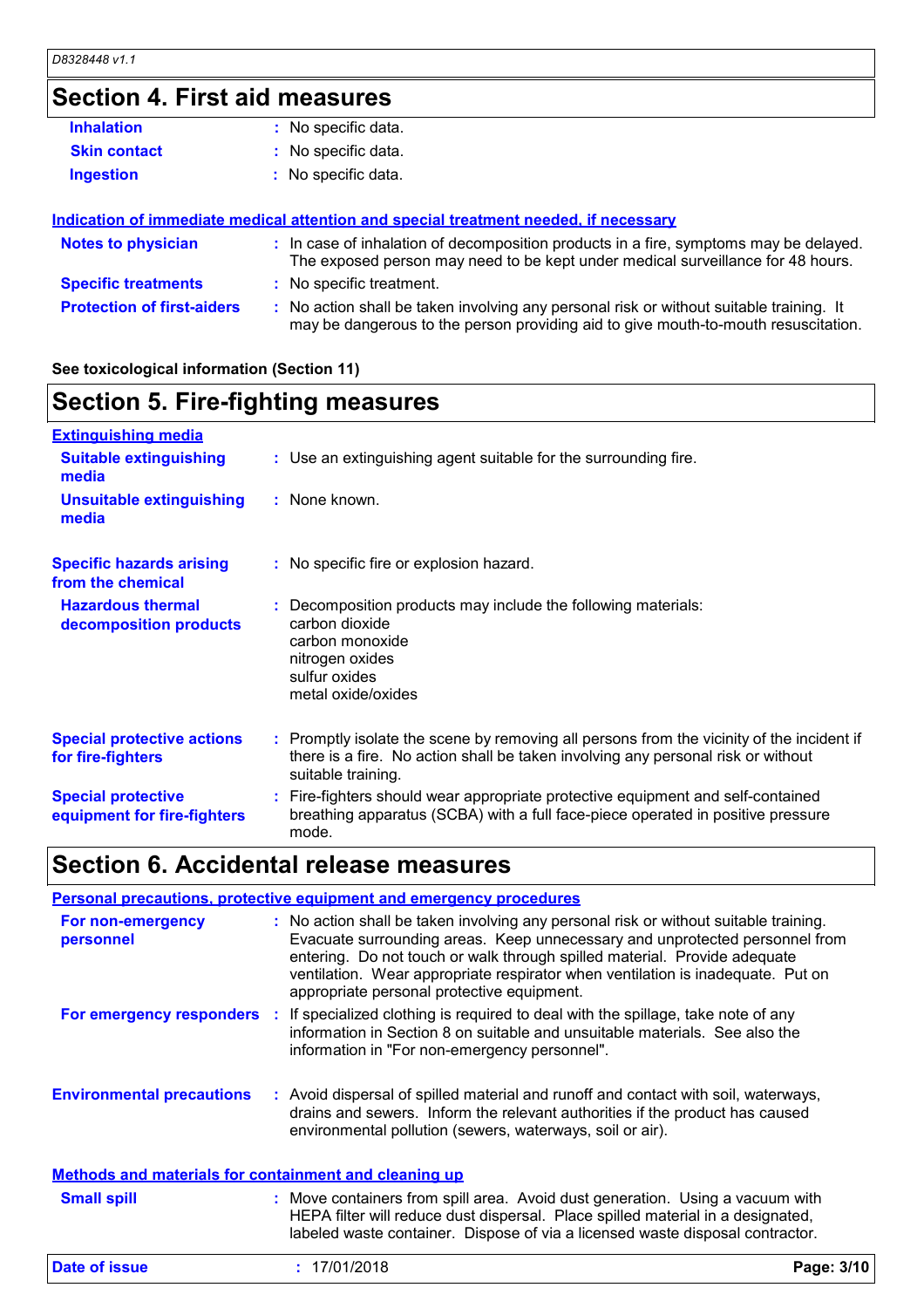## Section 4. First aid measures

| | |
|---|---|
| **Inhalation** | No specific data. |
| **Skin contact** | No specific data. |
| **Ingestion** | No specific data. |

### Indication of immediate medical attention and special treatment needed, if necessary

| | |
|---|---|
| **Notes to physician** | In case of inhalation of decomposition products in a fire, symptoms may be delayed. The exposed person may need to be kept under medical surveillance for 48 hours. |
| **Specific treatments** | No specific treatment. |
| **Protection of first-aiders** | No action shall be taken involving any personal risk or without suitable training. It may be dangerous to the person providing aid to give mouth-to-mouth resuscitation. |

**See toxicological information (Section 11)**

## Section 5. Fire-fighting measures

### Extinguishing media

| | |
|---|---|
| **Suitable extinguishing media** | Use an extinguishing agent suitable for the surrounding fire. |
| **Unsuitable extinguishing media** | None known. |
| **Specific hazards arising from the chemical** | No specific fire or explosion hazard. |
| **Hazardous thermal decomposition products** | Decomposition products may include the following materials:<br>carbon dioxide<br>carbon monoxide<br>nitrogen oxides<br>sulfur oxides<br>metal oxide/oxides |
| **Special protective actions for fire-fighters** | Promptly isolate the scene by removing all persons from the vicinity of the incident if there is a fire. No action shall be taken involving any personal risk or without suitable training. |
| **Special protective equipment for fire-fighters** | Fire-fighters should wear appropriate protective equipment and self-contained breathing apparatus (SCBA) with a full face-piece operated in positive pressure mode. |

## Section 6. Accidental release measures

### Personal precautions, protective equipment and emergency procedures

| | |
|---|---|
| **For non-emergency personnel** | No action shall be taken involving any personal risk or without suitable training. Evacuate surrounding areas. Keep unnecessary and unprotected personnel from entering. Do not touch or walk through spilled material. Provide adequate ventilation. Wear appropriate respirator when ventilation is inadequate. Put on appropriate personal protective equipment. |
| **For emergency responders** | If specialized clothing is required to deal with the spillage, take note of any information in Section 8 on suitable and unsuitable materials. See also the information in "For non-emergency personnel". |
| **Environmental precautions** | Avoid dispersal of spilled material and runoff and contact with soil, waterways, drains and sewers. Inform the relevant authorities if the product has caused environmental pollution (sewers, waterways, soil or air). |

### Methods and materials for containment and cleaning up

| | |
|---|---|
| **Small spill** | Move containers from spill area. Avoid dust generation. Using a vacuum with HEPA filter will reduce dust dispersal. Place spilled material in a designated, labeled waste container. Dispose of via a licensed waste disposal contractor. |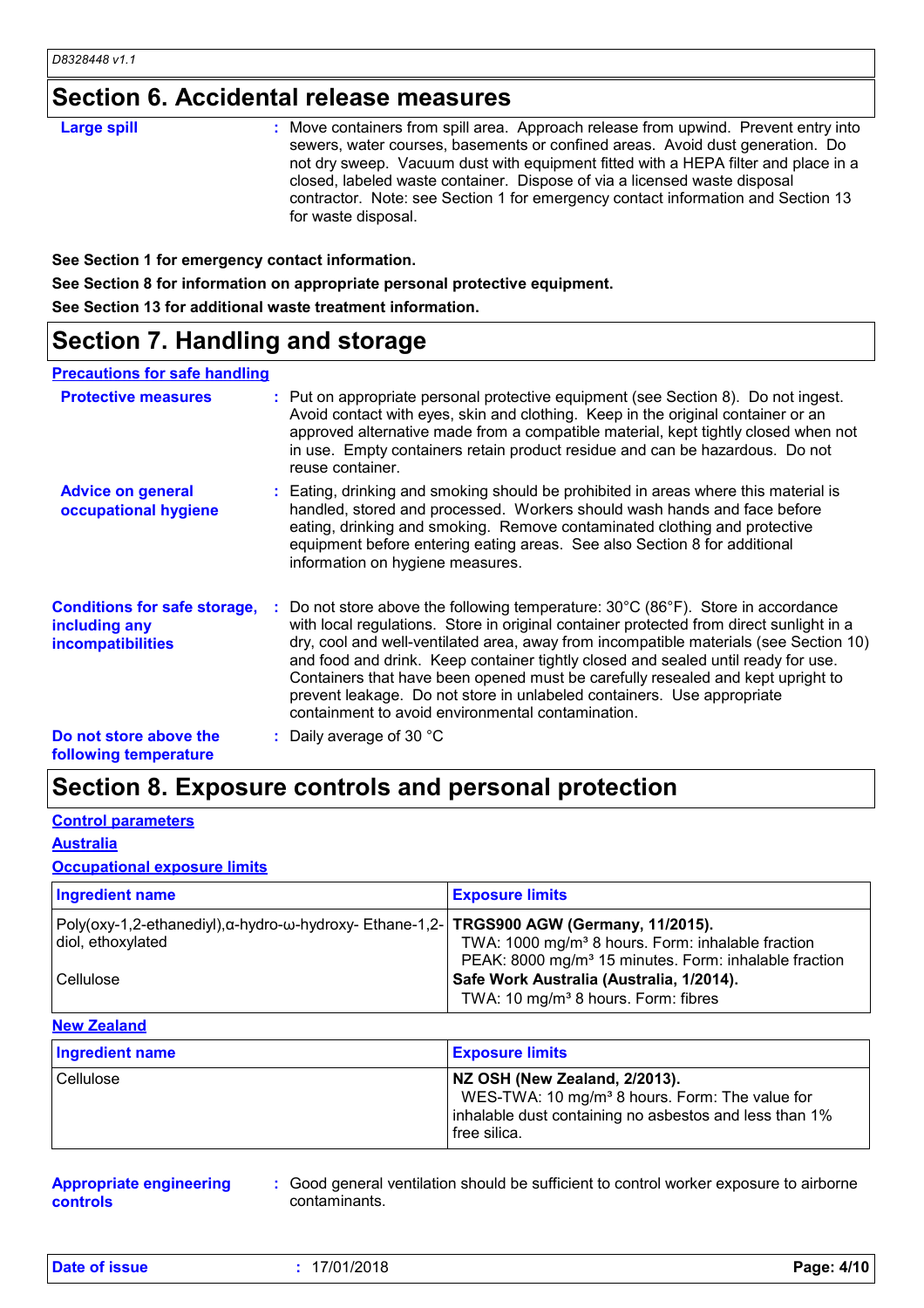## Section 6. Accidental release measures

**Large spill** : Move containers from spill area. Approach release from upwind. Prevent entry into sewers, water courses, basements or confined areas. Avoid dust generation. Do not dry sweep. Vacuum dust with equipment fitted with a HEPA filter and place in a closed, labeled waste container. Dispose of via a licensed waste disposal contractor. Note: see Section 1 for emergency contact information and Section 13 for waste disposal.

**See Section 1 for emergency contact information.**

**See Section 8 for information on appropriate personal protective equipment.**

**See Section 13 for additional waste treatment information.**

## Section 7. Handling and storage

### Precautions for safe handling

**Protective measures** : Put on appropriate personal protective equipment (see Section 8). Do not ingest. Avoid contact with eyes, skin and clothing. Keep in the original container or an approved alternative made from a compatible material, kept tightly closed when not in use. Empty containers retain product residue and can be hazardous. Do not reuse container.

**Advice on general occupational hygiene** : Eating, drinking and smoking should be prohibited in areas where this material is handled, stored and processed. Workers should wash hands and face before eating, drinking and smoking. Remove contaminated clothing and protective equipment before entering eating areas. See also Section 8 for additional information on hygiene measures.

**Conditions for safe storage, including any incompatibilities** : Do not store above the following temperature: 30°C (86°F). Store in accordance with local regulations. Store in original container protected from direct sunlight in a dry, cool and well-ventilated area, away from incompatible materials (see Section 10) and food and drink. Keep container tightly closed and sealed until ready for use. Containers that have been opened must be carefully resealed and kept upright to prevent leakage. Do not store in unlabeled containers. Use appropriate containment to avoid environmental contamination.

**Do not store above the following temperature** : Daily average of 30 °C

## Section 8. Exposure controls and personal protection

### Control parameters

#### Australia

#### Occupational exposure limits

| Ingredient name | Exposure limits |
|---|---|
| Poly(oxy-1,2-ethanediyl),α-hydro-ω-hydroxy- Ethane-1,2-diol, ethoxylated | **TRGS900 AGW (Germany, 11/2015).**<br>TWA: 1000 mg/m³ 8 hours. Form: inhalable fraction<br>PEAK: 8000 mg/m³ 15 minutes. Form: inhalable fraction |
| Cellulose | **Safe Work Australia (Australia, 1/2014).**<br>TWA: 10 mg/m³ 8 hours. Form: fibres |

#### New Zealand

| Ingredient name | Exposure limits |
|---|---|
| Cellulose | **NZ OSH (New Zealand, 2/2013).**<br>WES-TWA: 10 mg/m³ 8 hours. Form: The value for inhalable dust containing no asbestos and less than 1% free silica. |

**Appropriate engineering controls** : Good general ventilation should be sufficient to control worker exposure to airborne contaminants.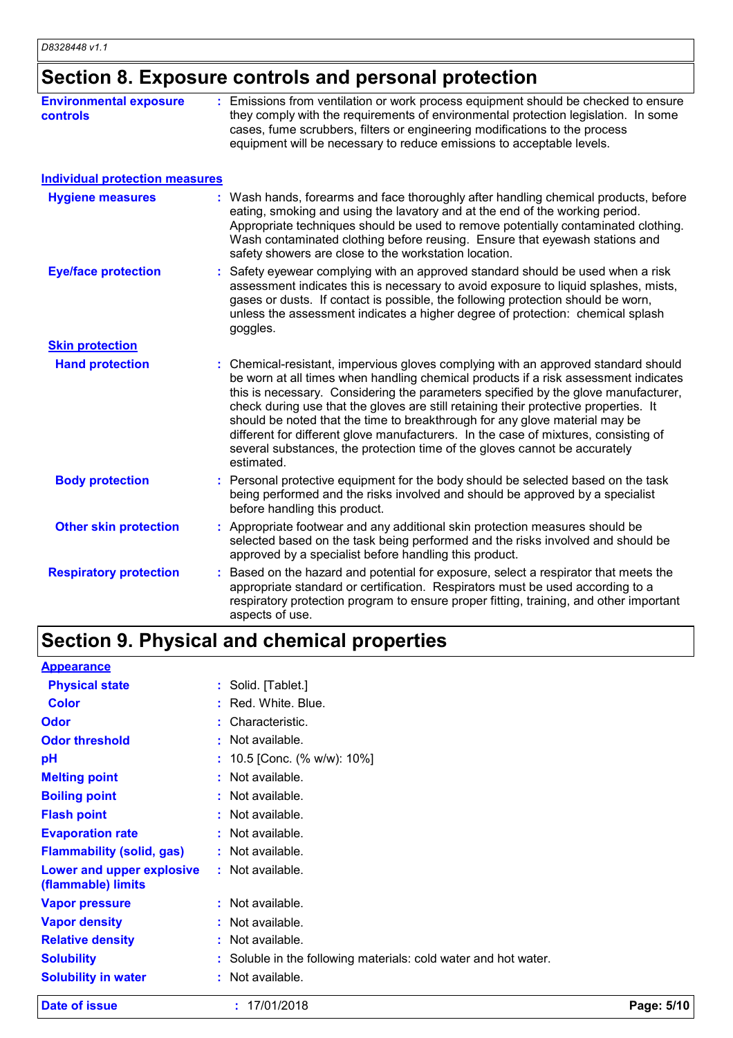## Section 8. Exposure controls and personal protection

**Environmental exposure controls** : Emissions from ventilation or work process equipment should be checked to ensure they comply with the requirements of environmental protection legislation. In some cases, fume scrubbers, filters or engineering modifications to the process equipment will be necessary to reduce emissions to acceptable levels.

### Individual protection measures

**Hygiene measures** : Wash hands, forearms and face thoroughly after handling chemical products, before eating, smoking and using the lavatory and at the end of the working period. Appropriate techniques should be used to remove potentially contaminated clothing. Wash contaminated clothing before reusing. Ensure that eyewash stations and safety showers are close to the workstation location.

**Eye/face protection** : Safety eyewear complying with an approved standard should be used when a risk assessment indicates this is necessary to avoid exposure to liquid splashes, mists, gases or dusts. If contact is possible, the following protection should be worn, unless the assessment indicates a higher degree of protection: chemical splash goggles.

**Skin protection**

**Hand protection** : Chemical-resistant, impervious gloves complying with an approved standard should be worn at all times when handling chemical products if a risk assessment indicates this is necessary. Considering the parameters specified by the glove manufacturer, check during use that the gloves are still retaining their protective properties. It should be noted that the time to breakthrough for any glove material may be different for different glove manufacturers. In the case of mixtures, consisting of several substances, the protection time of the gloves cannot be accurately estimated.

**Body protection** : Personal protective equipment for the body should be selected based on the task being performed and the risks involved and should be approved by a specialist before handling this product.

**Other skin protection** : Appropriate footwear and any additional skin protection measures should be selected based on the task being performed and the risks involved and should be approved by a specialist before handling this product.

**Respiratory protection** : Based on the hazard and potential for exposure, select a respirator that meets the appropriate standard or certification. Respirators must be used according to a respiratory protection program to ensure proper fitting, training, and other important aspects of use.

## Section 9. Physical and chemical properties

**Appearance**

| | |
|---|---|
| **Physical state** | : Solid. [Tablet.] |
| **Color** | : Red. White. Blue. |
| **Odor** | : Characteristic. |
| **Odor threshold** | : Not available. |
| **pH** | : 10.5 [Conc. (% w/w): 10%] |
| **Melting point** | : Not available. |
| **Boiling point** | : Not available. |
| **Flash point** | : Not available. |
| **Evaporation rate** | : Not available. |
| **Flammability (solid, gas)** | : Not available. |
| **Lower and upper explosive (flammable) limits** | : Not available. |
| **Vapor pressure** | : Not available. |
| **Vapor density** | : Not available. |
| **Relative density** | : Not available. |
| **Solubility** | : Soluble in the following materials: cold water and hot water. |
| **Solubility in water** | : Not available. |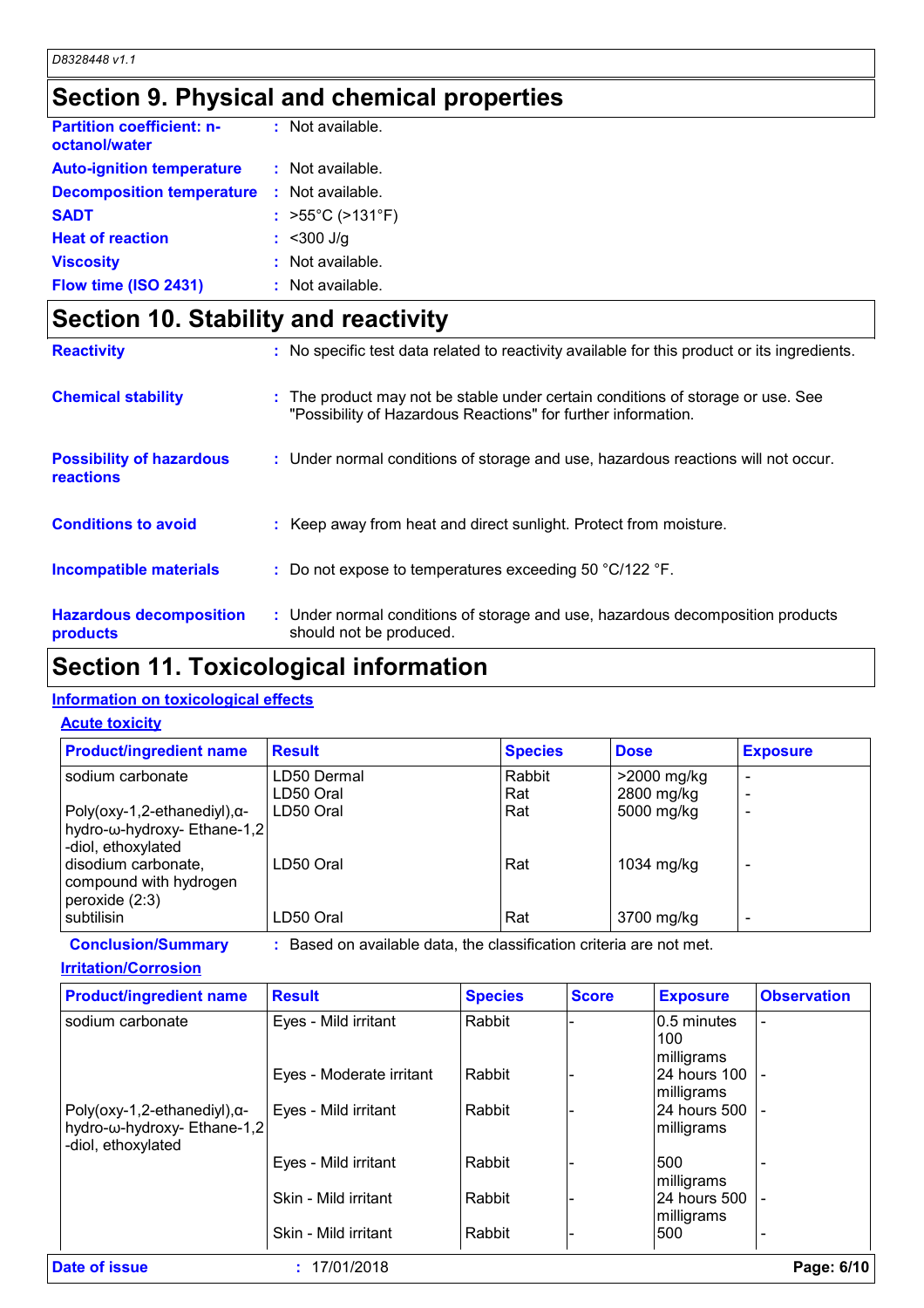## Section 9. Physical and chemical properties

**Partition coefficient: n-octanol/water** : Not available.

**Auto-ignition temperature** : Not available.

**Decomposition temperature** : Not available.

**SADT** : >55°C (>131°F)

**Heat of reaction** : <300 J/g

**Viscosity** : Not available.

**Flow time (ISO 2431)** : Not available.

## Section 10. Stability and reactivity

**Reactivity** : No specific test data related to reactivity available for this product or its ingredients.

**Chemical stability** : The product may not be stable under certain conditions of storage or use. See "Possibility of Hazardous Reactions" for further information.

**Possibility of hazardous reactions** : Under normal conditions of storage and use, hazardous reactions will not occur.

**Conditions to avoid** : Keep away from heat and direct sunlight. Protect from moisture.

**Incompatible materials** : Do not expose to temperatures exceeding 50 °C/122 °F.

**Hazardous decomposition products** : Under normal conditions of storage and use, hazardous decomposition products should not be produced.

## Section 11. Toxicological information

### Information on toxicological effects

#### Acute toxicity

| Product/ingredient name | Result | Species | Dose | Exposure |
|---|---|---|---|---|
| sodium carbonate | LD50 Dermal | Rabbit | >2000 mg/kg | - |
| | LD50 Oral | Rat | 2800 mg/kg | - |
| Poly(oxy-1,2-ethanediyl),α-hydro-ω-hydroxy- Ethane-1,2-diol, ethoxylated | LD50 Oral | Rat | 5000 mg/kg | - |
| disodium carbonate, compound with hydrogen peroxide (2:3) | LD50 Oral | Rat | 1034 mg/kg | - |
| subtilisin | LD50 Oral | Rat | 3700 mg/kg | - |

**Conclusion/Summary** : Based on available data, the classification criteria are not met.

#### Irritation/Corrosion

| Product/ingredient name | Result | Species | Score | Exposure | Observation |
|---|---|---|---|---|---|
| sodium carbonate | Eyes - Mild irritant | Rabbit | - | 0.5 minutes 100 milligrams | - |
| | Eyes - Moderate irritant | Rabbit | - | 24 hours 100 milligrams | - |
| Poly(oxy-1,2-ethanediyl),α-hydro-ω-hydroxy- Ethane-1,2-diol, ethoxylated | Eyes - Mild irritant | Rabbit | - | 24 hours 500 milligrams | - |
| | Eyes - Mild irritant | Rabbit | - | 500 milligrams | - |
| | Skin - Mild irritant | Rabbit | - | 24 hours 500 milligrams | - |
| | Skin - Mild irritant | Rabbit | - | 500 | - |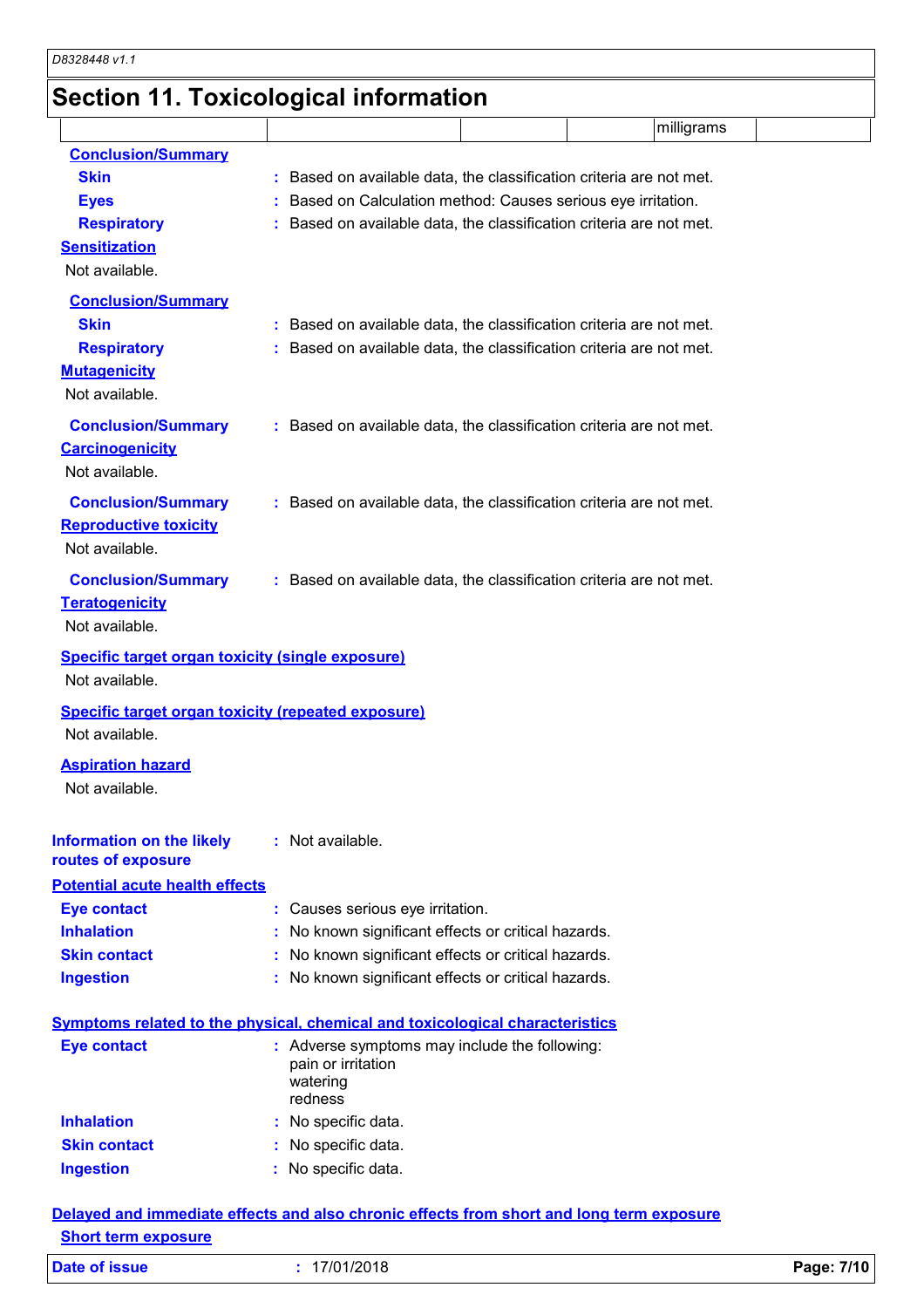# Section 11. Toxicological information

| | | | | milligrams | |
|---|---|---|---|---|---|

**Conclusion/Summary**

**Skin** : Based on available data, the classification criteria are not met.

**Eyes** : Based on Calculation method: Causes serious eye irritation.

**Respiratory** : Based on available data, the classification criteria are not met.

**Sensitization**

Not available.

**Conclusion/Summary**

**Skin** : Based on available data, the classification criteria are not met.

**Respiratory** : Based on available data, the classification criteria are not met.

**Mutagenicity**

Not available.

**Conclusion/Summary** : Based on available data, the classification criteria are not met.

**Carcinogenicity**

Not available.

**Conclusion/Summary** : Based on available data, the classification criteria are not met.

**Reproductive toxicity**

Not available.

**Conclusion/Summary** : Based on available data, the classification criteria are not met.

**Teratogenicity**

Not available.

**Specific target organ toxicity (single exposure)**

Not available.

**Specific target organ toxicity (repeated exposure)**

Not available.

**Aspiration hazard**

Not available.

**Information on the likely routes of exposure** : Not available.

**Potential acute health effects**

**Eye contact** : Causes serious eye irritation.

**Inhalation** : No known significant effects or critical hazards.

**Skin contact** : No known significant effects or critical hazards.

**Ingestion** : No known significant effects or critical hazards.

**Symptoms related to the physical, chemical and toxicological characteristics**

**Eye contact** : Adverse symptoms may include the following:
pain or irritation
watering
redness

**Inhalation** : No specific data.

**Skin contact** : No specific data.

**Ingestion** : No specific data.

**Delayed and immediate effects and also chronic effects from short and long term exposure**

**Short term exposure**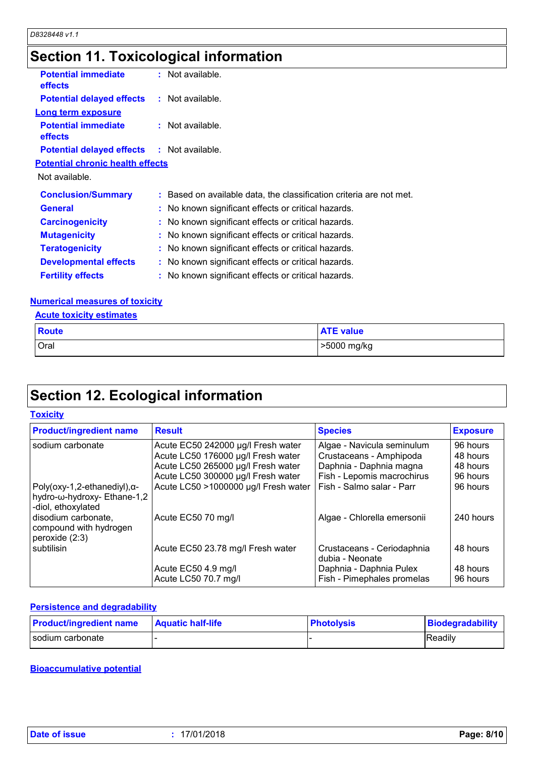## Section 11. Toxicological information

**Potential immediate effects** : Not available.

**Potential delayed effects** : Not available.

**Long term exposure**

**Potential immediate effects** : Not available.

**Potential delayed effects** : Not available.

**Potential chronic health effects**

Not available.

**Conclusion/Summary** : Based on available data, the classification criteria are not met.

**General** : No known significant effects or critical hazards.

**Carcinogenicity** : No known significant effects or critical hazards.

**Mutagenicity** : No known significant effects or critical hazards.

**Teratogenicity** : No known significant effects or critical hazards.

**Developmental effects** : No known significant effects or critical hazards.

**Fertility effects** : No known significant effects or critical hazards.

**Numerical measures of toxicity**

**Acute toxicity estimates**

| Route | ATE value |
|---|---|
| Oral | >5000 mg/kg |

## Section 12. Ecological information

**Toxicity**

| Product/ingredient name | Result | Species | Exposure |
|---|---|---|---|
| sodium carbonate | Acute EC50 242000 µg/l Fresh water | Algae - Navicula seminulum | 96 hours |
| | Acute LC50 176000 µg/l Fresh water | Crustaceans - Amphipoda | 48 hours |
| | Acute LC50 265000 µg/l Fresh water | Daphnia - Daphnia magna | 48 hours |
| | Acute LC50 300000 µg/l Fresh water | Fish - Lepomis macrochirus | 96 hours |
| Poly(oxy-1,2-ethanediyl),α-hydro-ω-hydroxy- Ethane-1,2-diol, ethoxylated | Acute LC50 >1000000 µg/l Fresh water | Fish - Salmo salar - Parr | 96 hours |
| disodium carbonate, compound with hydrogen peroxide (2:3) | Acute EC50 70 mg/l | Algae - Chlorella emersonii | 240 hours |
| subtilisin | Acute EC50 23.78 mg/l Fresh water | Crustaceans - Ceriodaphnia dubia - Neonate | 48 hours |
| | Acute EC50 4.9 mg/l | Daphnia - Daphnia Pulex | 48 hours |
| | Acute LC50 70.7 mg/l | Fish - Pimephales promelas | 96 hours |

**Persistence and degradability**

| Product/ingredient name | Aquatic half-life | Photolysis | Biodegradability |
|---|---|---|---|
| sodium carbonate | - | - | Readily |

**Bioaccumulative potential**

**Date of issue** : 17/01/2018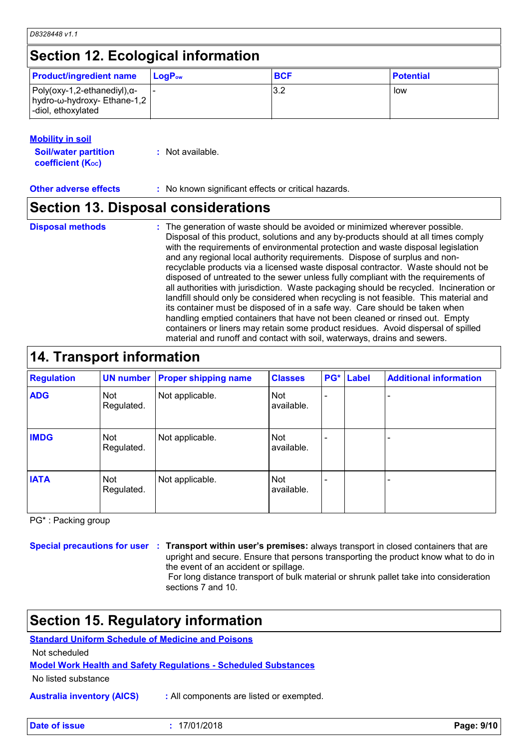## Section 12. Ecological information

| Product/ingredient name | $LogP_{ow}$ | BCF | Potential |
|---|---|---|---|
| Poly(oxy-1,2-ethanediyl),α-hydro-ω-hydroxy- Ethane-1,2-diol, ethoxylated | - | 3.2 | low |

**Mobility in soil**

**Soil/water partition coefficient ($K_{OC}$)** : Not available.

**Other adverse effects** : No known significant effects or critical hazards.

## Section 13. Disposal considerations

**Disposal methods** : The generation of waste should be avoided or minimized wherever possible. Disposal of this product, solutions and any by-products should at all times comply with the requirements of environmental protection and waste disposal legislation and any regional local authority requirements. Dispose of surplus and non-recyclable products via a licensed waste disposal contractor. Waste should not be disposed of untreated to the sewer unless fully compliant with the requirements of all authorities with jurisdiction. Waste packaging should be recycled. Incineration or landfill should only be considered when recycling is not feasible. This material and its container must be disposed of in a safe way. Care should be taken when handling emptied containers that have not been cleaned or rinsed out. Empty containers or liners may retain some product residues. Avoid dispersal of spilled material and runoff and contact with soil, waterways, drains and sewers.

## 14. Transport information

| Regulation | UN number | Proper shipping name | Classes | PG* | Label | Additional information |
|---|---|---|---|---|---|---|
| ADG | Not Regulated. | Not applicable. | Not available. | - | | - |
| IMDG | Not Regulated. | Not applicable. | Not available. | - | | - |
| IATA | Not Regulated. | Not applicable. | Not available. | - | | - |

PG* : Packing group

**Special precautions for user** : **Transport within user's premises:** always transport in closed containers that are upright and secure. Ensure that persons transporting the product know what to do in the event of an accident or spillage.
For long distance transport of bulk material or shrunk pallet take into consideration sections 7 and 10.

## Section 15. Regulatory information

**Standard Uniform Schedule of Medicine and Poisons**

Not scheduled

**Model Work Health and Safety Regulations - Scheduled Substances**

No listed substance

**Australia inventory (AICS)** : All components are listed or exempted.

**Date of issue** : 17/01/2018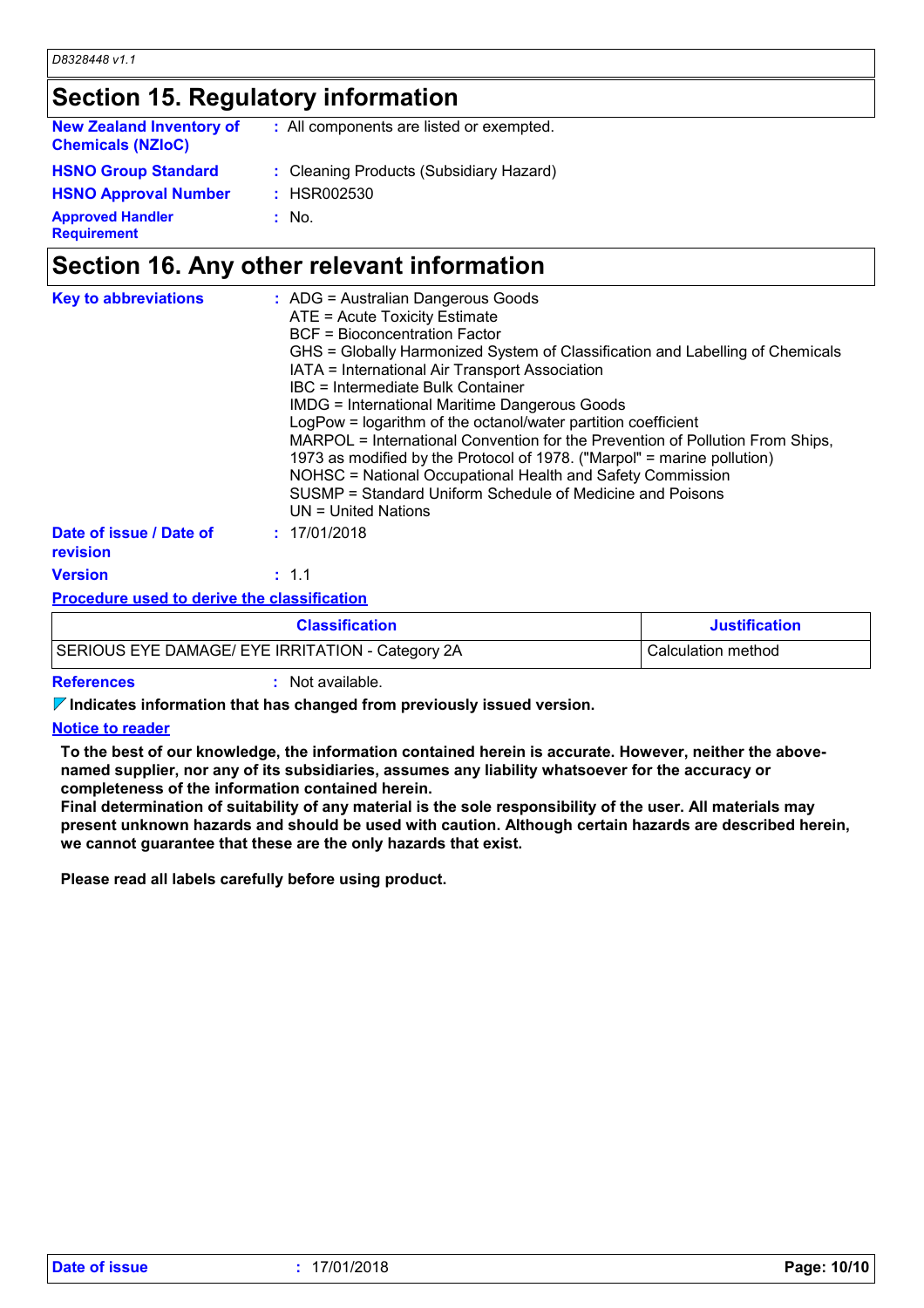## Section 15. Regulatory information

**New Zealand Inventory of Chemicals (NZIoC)** : All components are listed or exempted.

**HSNO Group Standard** : Cleaning Products (Subsidiary Hazard)

**HSNO Approval Number** : HSR002530

**Approved Handler Requirement** : No.

## Section 16. Any other relevant information

**Key to abbreviations** :
ADG = Australian Dangerous Goods
ATE = Acute Toxicity Estimate
BCF = Bioconcentration Factor
GHS = Globally Harmonized System of Classification and Labelling of Chemicals
IATA = International Air Transport Association
IBC = Intermediate Bulk Container
IMDG = International Maritime Dangerous Goods
LogPow = logarithm of the octanol/water partition coefficient
MARPOL = International Convention for the Prevention of Pollution From Ships, 1973 as modified by the Protocol of 1978. ("Marpol" = marine pollution)
NOHSC = National Occupational Health and Safety Commission
SUSMP = Standard Uniform Schedule of Medicine and Poisons
UN = United Nations

**Date of issue / Date of revision** : 17/01/2018

**Version** : 1.1

**Procedure used to derive the classification**

| Classification | Justification |
|---|---|
| SERIOUS EYE DAMAGE/ EYE IRRITATION - Category 2A | Calculation method |

**References** : Not available.

**Indicates information that has changed from previously issued version.**

**Notice to reader**

**To the best of our knowledge, the information contained herein is accurate. However, neither the above-named supplier, nor any of its subsidiaries, assumes any liability whatsoever for the accuracy or completeness of the information contained herein.**
**Final determination of suitability of any material is the sole responsibility of the user. All materials may present unknown hazards and should be used with caution. Although certain hazards are described herein, we cannot guarantee that these are the only hazards that exist.**

**Please read all labels carefully before using product.**